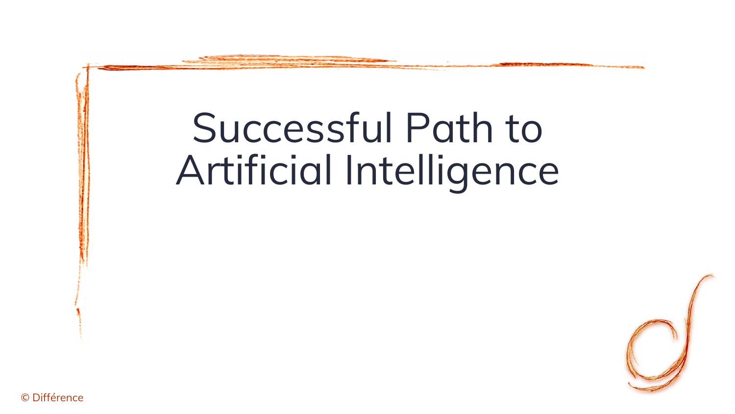# Successful Path to Artificial Intelligence

© Différence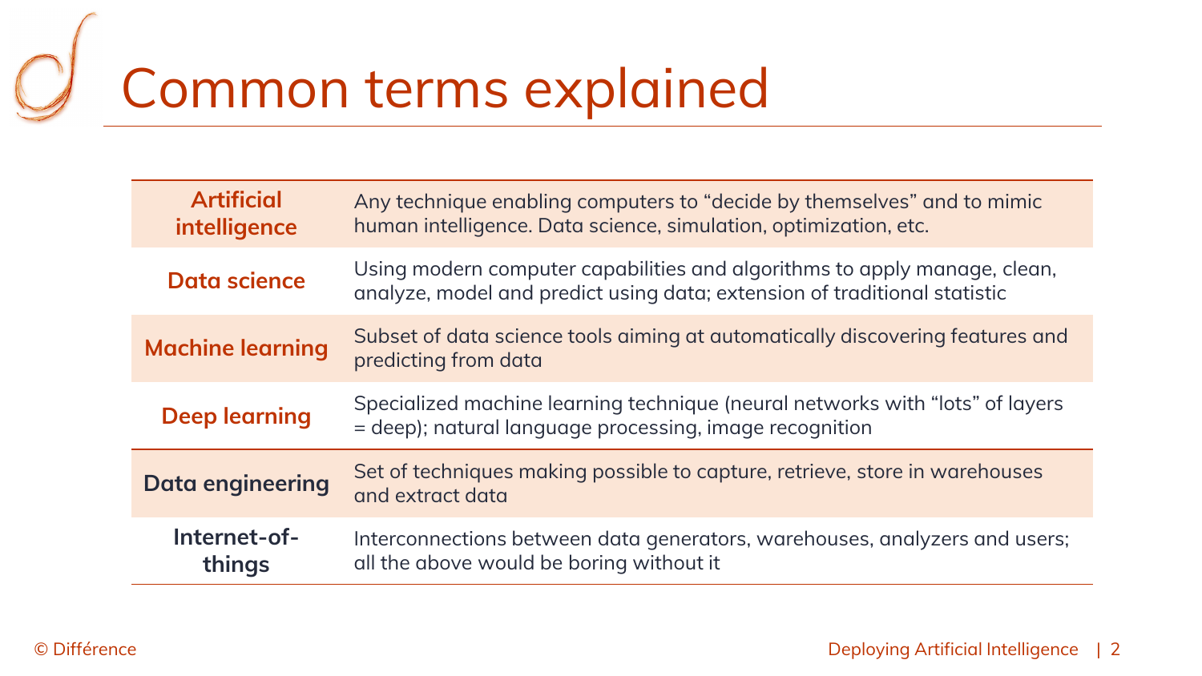# Common terms explained

| | |
|---|---|
| **Artificial intelligence** | Any technique enabling computers to "decide by themselves" and to mimic human intelligence. Data science, simulation, optimization, etc. |
| **Data science** | Using modern computer capabilities and algorithms to apply manage, clean, analyze, model and predict using data; extension of traditional statistic |
| **Machine learning** | Subset of data science tools aiming at automatically discovering features and predicting from data |
| **Deep learning** | Specialized machine learning technique (neural networks with "lots" of layers = deep); natural language processing, image recognition |
| **Data engineering** | Set of techniques making possible to capture, retrieve, store in warehouses and extract data |
| **Internet-of-things** | Interconnections between data generators, warehouses, analyzers and users; all the above would be boring without it |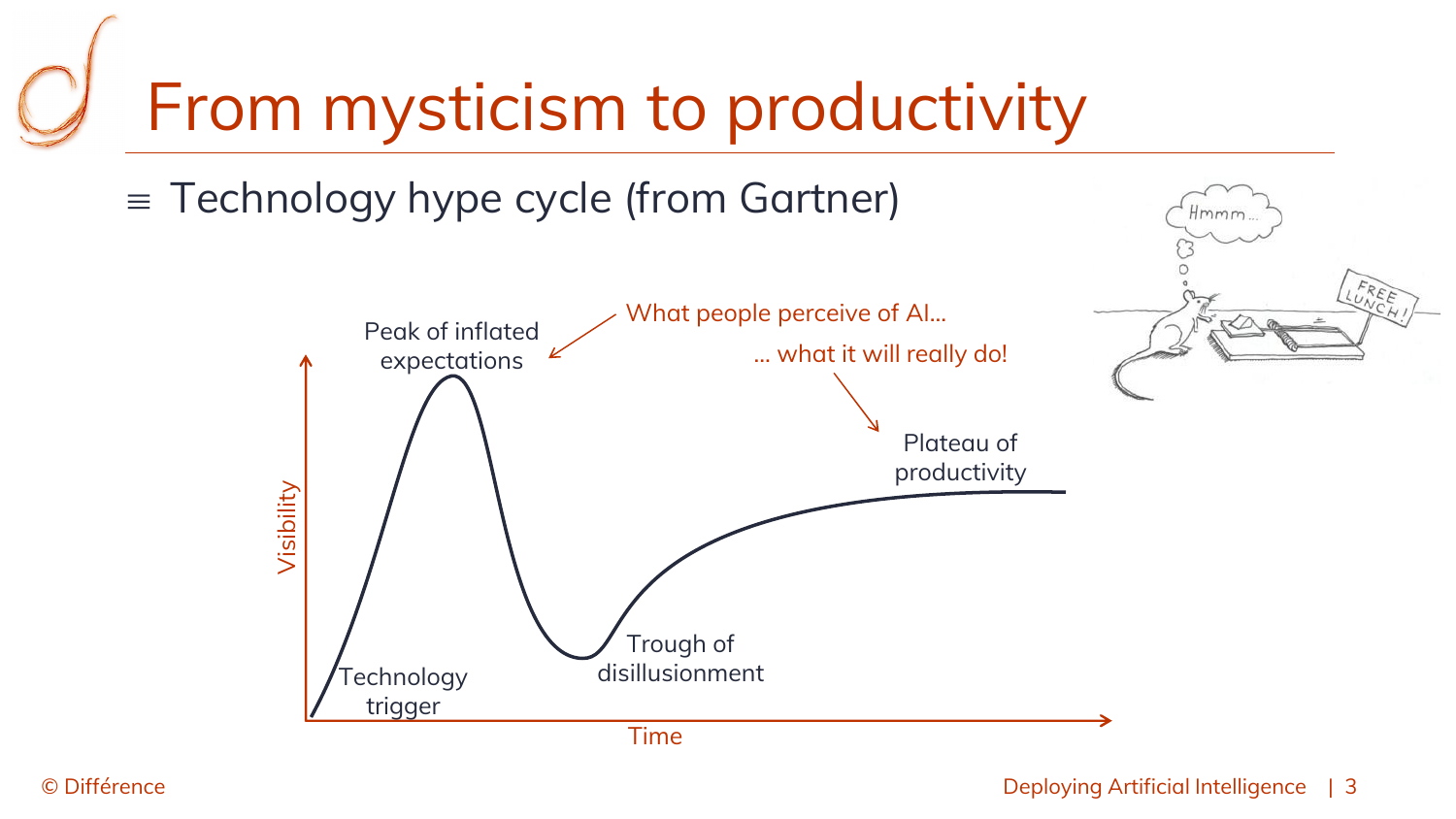# From mysticism to productivity

- Technology hype cycle (from Gartner)

Peak of inflated expectations

What people perceive of AI…

… what it will really do!

Plateau of productivity

Trough of disillusionment

Technology trigger

Visibility

Time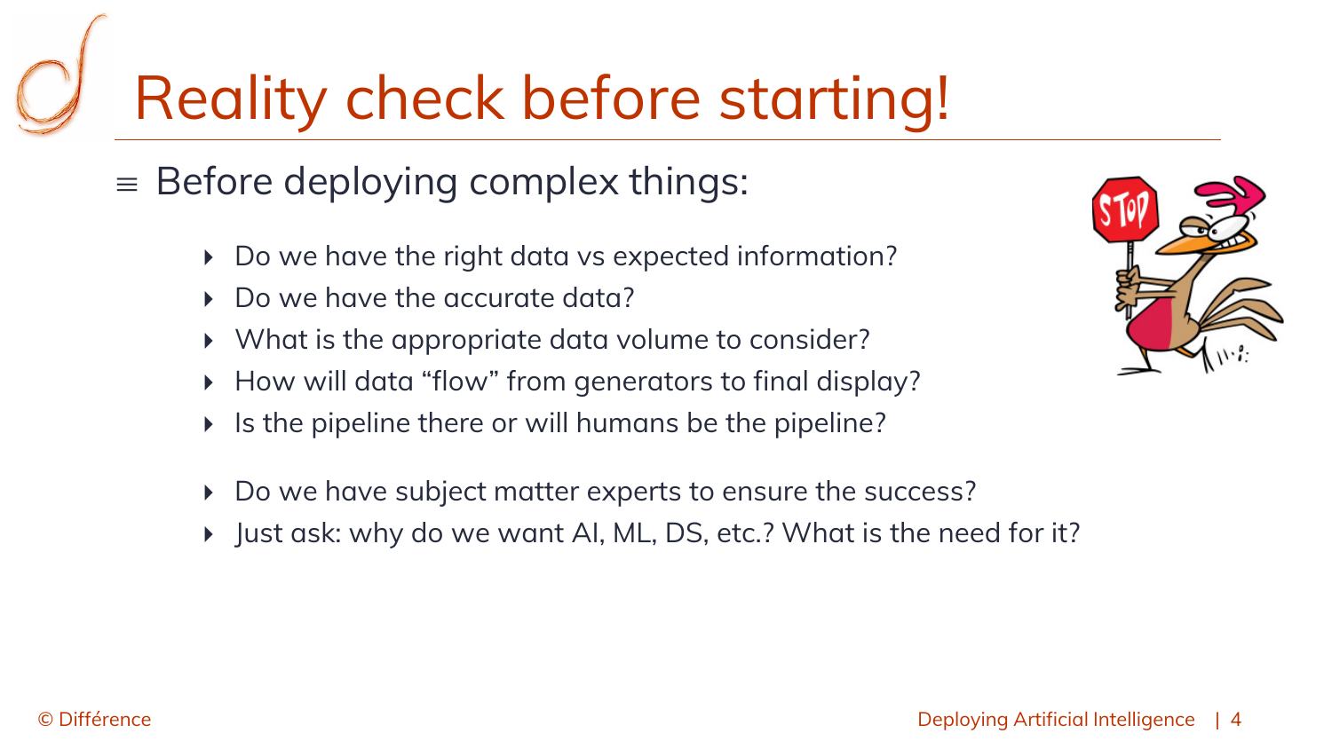# Reality check before starting!

- Before deploying complex things:
  - Do we have the right data vs expected information?
  - Do we have the accurate data?
  - What is the appropriate data volume to consider?
  - How will data “flow” from generators to final display?
  - Is the pipeline there or will humans be the pipeline?

  - Do we have subject matter experts to ensure the success?
  - Just ask: why do we want AI, ML, DS, etc.? What is the need for it?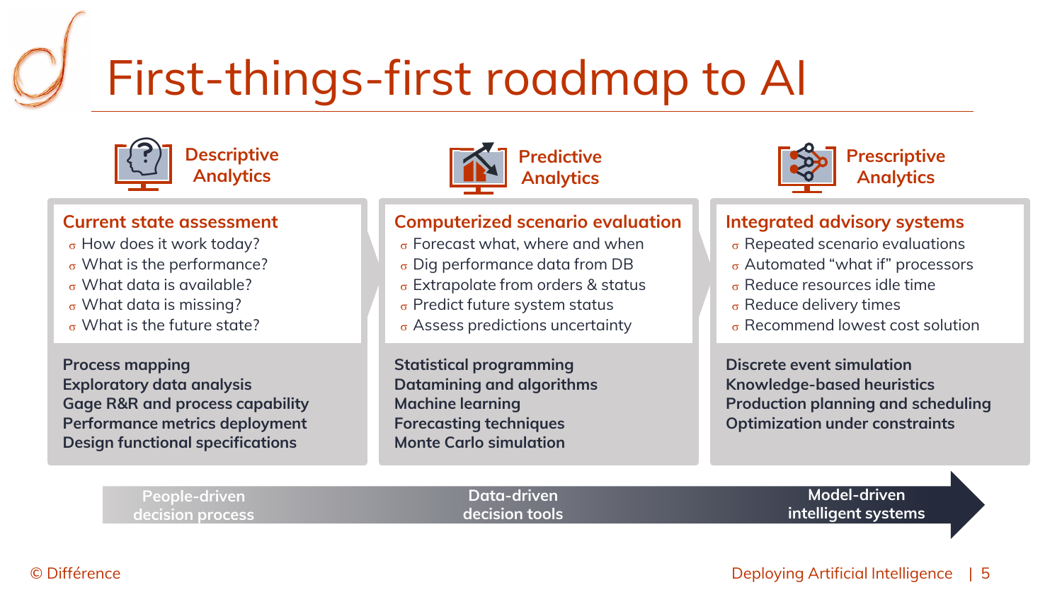# First-things-first roadmap to AI

## Descriptive Analytics

### Current state assessment

- How does it work today?
- What is the performance?
- What data is available?
- What data is missing?
- What is the future state?

**Process mapping**
**Exploratory data analysis**
**Gage R&R and process capability**
**Performance metrics deployment**
**Design functional specifications**

## Predictive Analytics

### Computerized scenario evaluation

- Forecast what, where and when
- Dig performance data from DB
- Extrapolate from orders & status
- Predict future system status
- Assess predictions uncertainty

**Statistical programming**
**Datamining and algorithms**
**Machine learning**
**Forecasting techniques**
**Monte Carlo simulation**

## Prescriptive Analytics

### Integrated advisory systems

- Repeated scenario evaluations
- Automated "what if" processors
- Reduce resources idle time
- Reduce delivery times
- Recommend lowest cost solution

**Discrete event simulation**
**Knowledge-based heuristics**
**Production planning and scheduling**
**Optimization under constraints**

People-driven decision process → Data-driven decision tools → Model-driven intelligent systems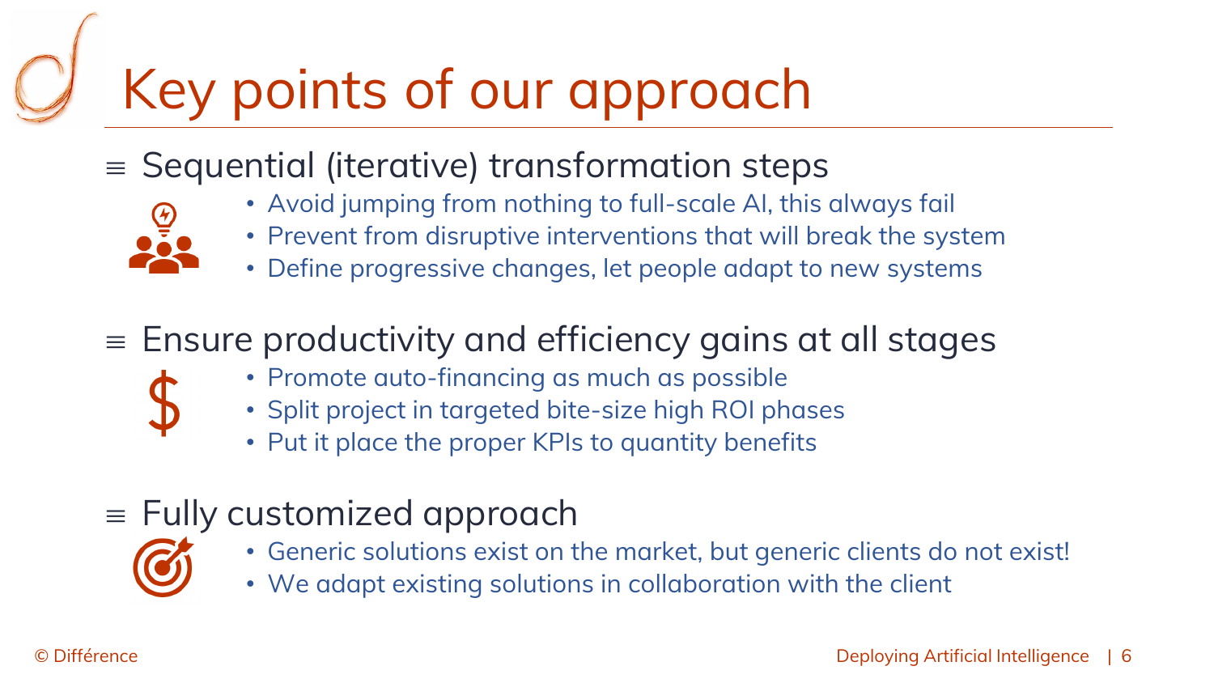# Key points of our approach

## Sequential (iterative) transformation steps

- Avoid jumping from nothing to full-scale AI, this always fail
- Prevent from disruptive interventions that will break the system
- Define progressive changes, let people adapt to new systems

## Ensure productivity and efficiency gains at all stages

- Promote auto-financing as much as possible
- Split project in targeted bite-size high ROI phases
- Put it place the proper KPIs to quantity benefits

## Fully customized approach

- Generic solutions exist on the market, but generic clients do not exist!
- We adapt existing solutions in collaboration with the client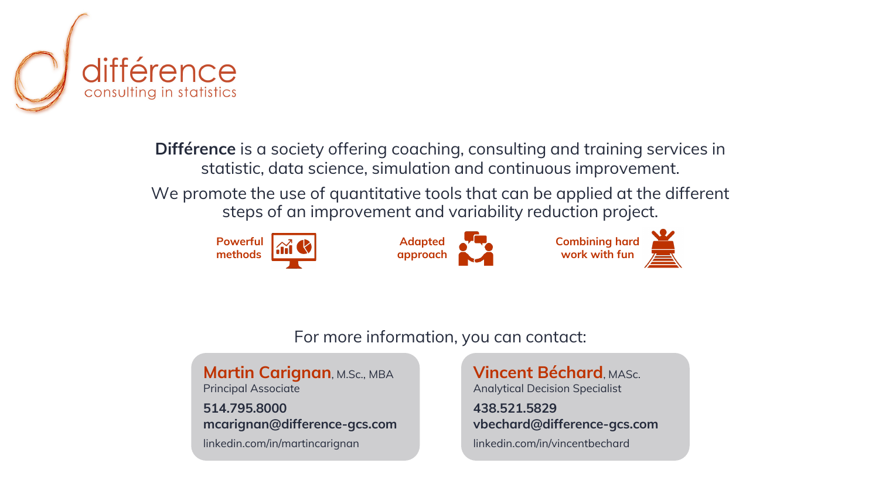# différence

consulting in statistics

**Différence** is a society offering coaching, consulting and training services in statistic, data science, simulation and continuous improvement.

We promote the use of quantitative tools that can be applied at the different steps of an improvement and variability reduction project.

**Powerful methods**

**Adapted approach**

**Combining hard work with fun**

For more information, you can contact:

**Martin Carignan**, M.Sc., MBA
Principal Associate
**514.795.8000**
**mcarignan@difference-gcs.com**
linkedin.com/in/martincarignan

**Vincent Béchard**, MASc.
Analytical Decision Specialist
**438.521.5829**
**vbechard@difference-gcs.com**
linkedin.com/in/vincentbechard